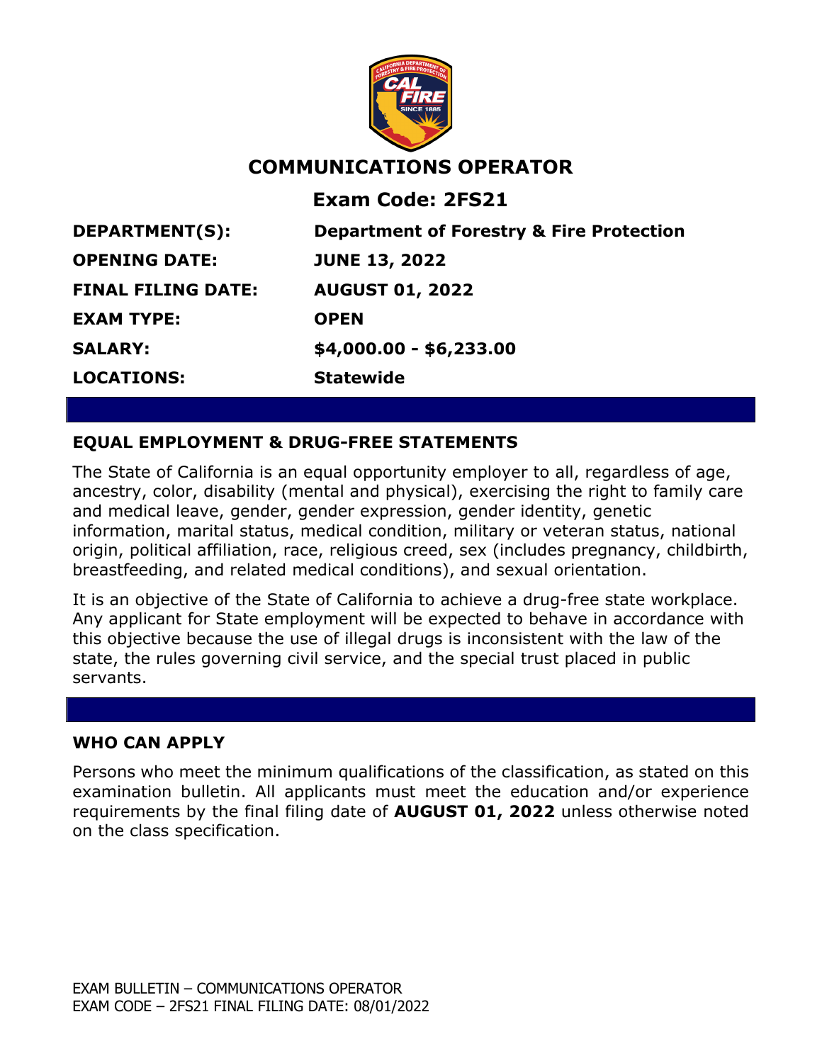# COMMUNICATIONS OPERATOR

## Exam Code: 2FS21

| | |
|---|---|
| **DEPARTMENT(S):** | **Department of Forestry & Fire Protection** |
| **OPENING DATE:** | **JUNE 13, 2022** |
| **FINAL FILING DATE:** | **AUGUST 01, 2022** |
| **EXAM TYPE:** | **OPEN** |
| **SALARY:** | **$4,000.00 - $6,233.00** |
| **LOCATIONS:** | **Statewide** |

## EQUAL EMPLOYMENT & DRUG-FREE STATEMENTS

The State of California is an equal opportunity employer to all, regardless of age, ancestry, color, disability (mental and physical), exercising the right to family care and medical leave, gender, gender expression, gender identity, genetic information, marital status, medical condition, military or veteran status, national origin, political affiliation, race, religious creed, sex (includes pregnancy, childbirth, breastfeeding, and related medical conditions), and sexual orientation.

It is an objective of the State of California to achieve a drug-free state workplace. Any applicant for State employment will be expected to behave in accordance with this objective because the use of illegal drugs is inconsistent with the law of the state, the rules governing civil service, and the special trust placed in public servants.

## WHO CAN APPLY

Persons who meet the minimum qualifications of the classification, as stated on this examination bulletin. All applicants must meet the education and/or experience requirements by the final filing date of **AUGUST 01, 2022** unless otherwise noted on the class specification.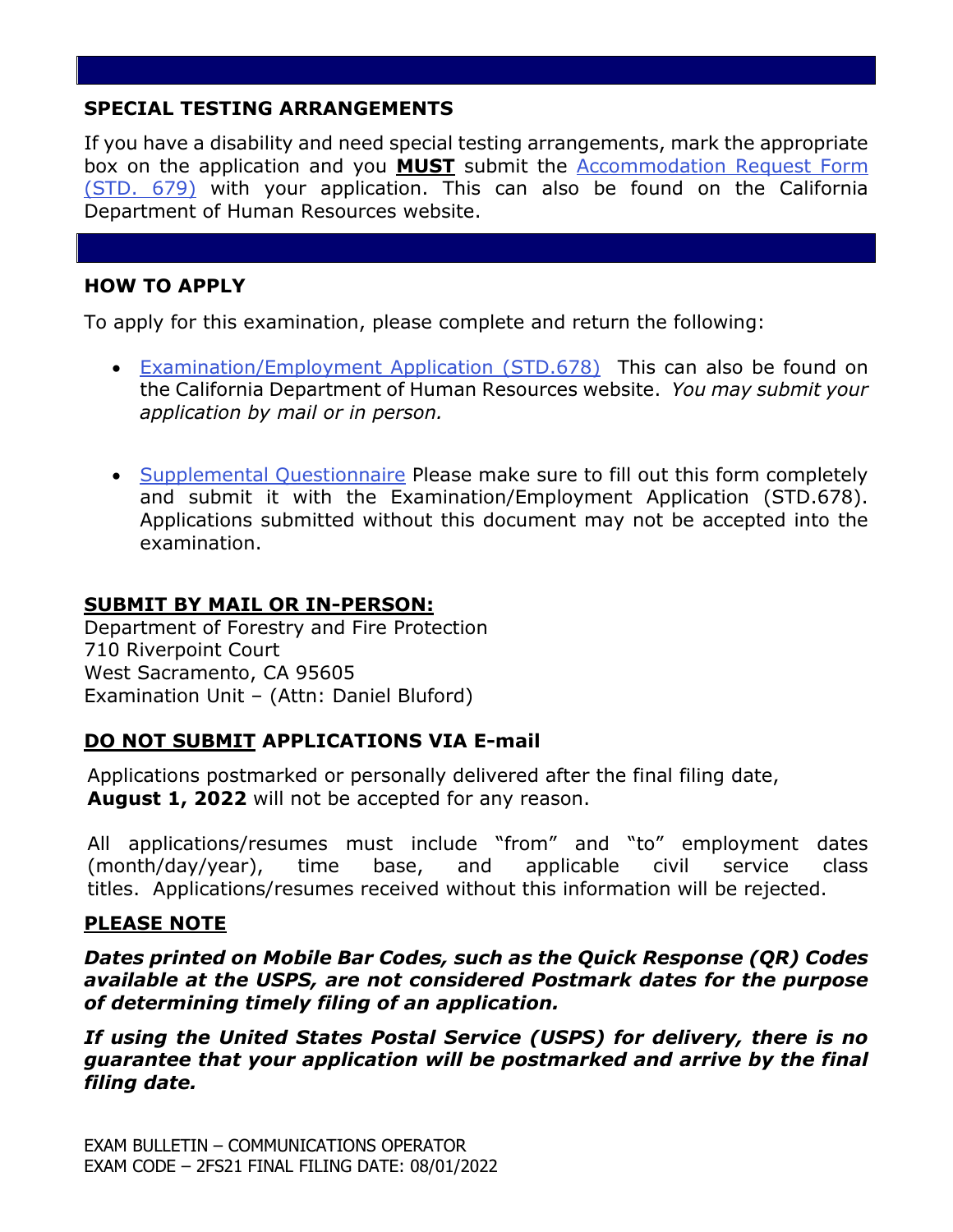## SPECIAL TESTING ARRANGEMENTS

If you have a disability and need special testing arrangements, mark the appropriate box on the application and you **MUST** submit the Accommodation Request Form (STD. 679) with your application. This can also be found on the California Department of Human Resources website.

## HOW TO APPLY

To apply for this examination, please complete and return the following:

- Examination/Employment Application (STD.678) This can also be found on the California Department of Human Resources website. *You may submit your application by mail or in person.*

- Supplemental Questionnaire Please make sure to fill out this form completely and submit it with the Examination/Employment Application (STD.678). Applications submitted without this document may not be accepted into the examination.

### SUBMIT BY MAIL OR IN-PERSON:

Department of Forestry and Fire Protection
710 Riverpoint Court
West Sacramento, CA 95605
Examination Unit – (Attn: Daniel Bluford)

### DO NOT SUBMIT APPLICATIONS VIA E-mail

Applications postmarked or personally delivered after the final filing date, **August 1, 2022** will not be accepted for any reason.

All applications/resumes must include "from" and "to" employment dates (month/day/year), time base, and applicable civil service class titles. Applications/resumes received without this information will be rejected.

### PLEASE NOTE

***Dates printed on Mobile Bar Codes, such as the Quick Response (QR) Codes available at the USPS, are not considered Postmark dates for the purpose of determining timely filing of an application.***

***If using the United States Postal Service (USPS) for delivery, there is no guarantee that your application will be postmarked and arrive by the final filing date.***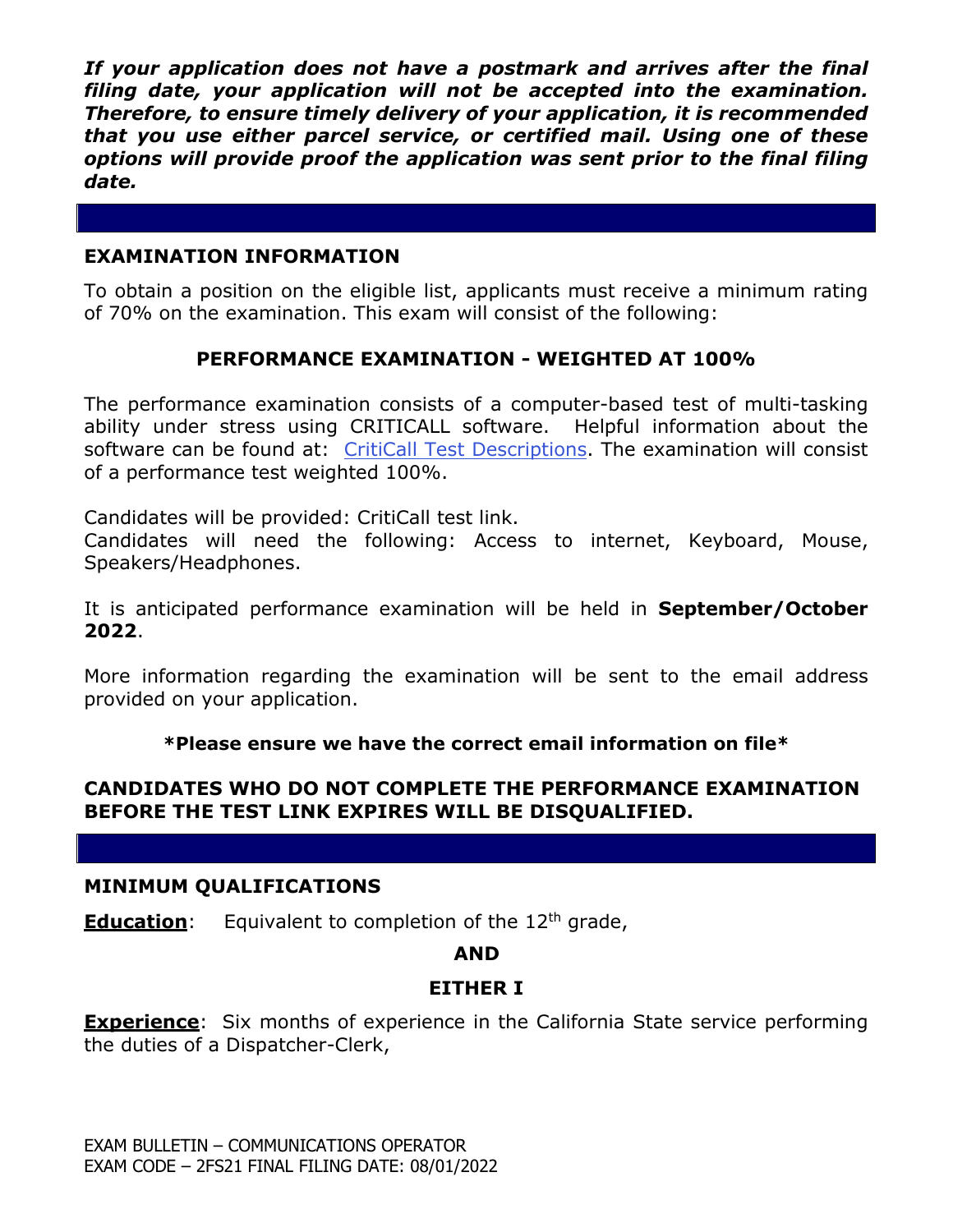***If your application does not have a postmark and arrives after the final filing date, your application will not be accepted into the examination. Therefore, to ensure timely delivery of your application, it is recommended that you use either parcel service, or certified mail. Using one of these options will provide proof the application was sent prior to the final filing date.***

## EXAMINATION INFORMATION

To obtain a position on the eligible list, applicants must receive a minimum rating of 70% on the examination. This exam will consist of the following:

### PERFORMANCE EXAMINATION - WEIGHTED AT 100%

The performance examination consists of a computer-based test of multi-tasking ability under stress using CRITICALL software. Helpful information about the software can be found at: CritiCall Test Descriptions. The examination will consist of a performance test weighted 100%.

Candidates will be provided: CritiCall test link.
Candidates will need the following: Access to internet, Keyboard, Mouse, Speakers/Headphones.

It is anticipated performance examination will be held in **September/October 2022**.

More information regarding the examination will be sent to the email address provided on your application.

**\*Please ensure we have the correct email information on file\***

**CANDIDATES WHO DO NOT COMPLETE THE PERFORMANCE EXAMINATION BEFORE THE TEST LINK EXPIRES WILL BE DISQUALIFIED.**

## MINIMUM QUALIFICATIONS

**Education**: Equivalent to completion of the 12th grade,

**AND**

**EITHER I**

**Experience**: Six months of experience in the California State service performing the duties of a Dispatcher-Clerk,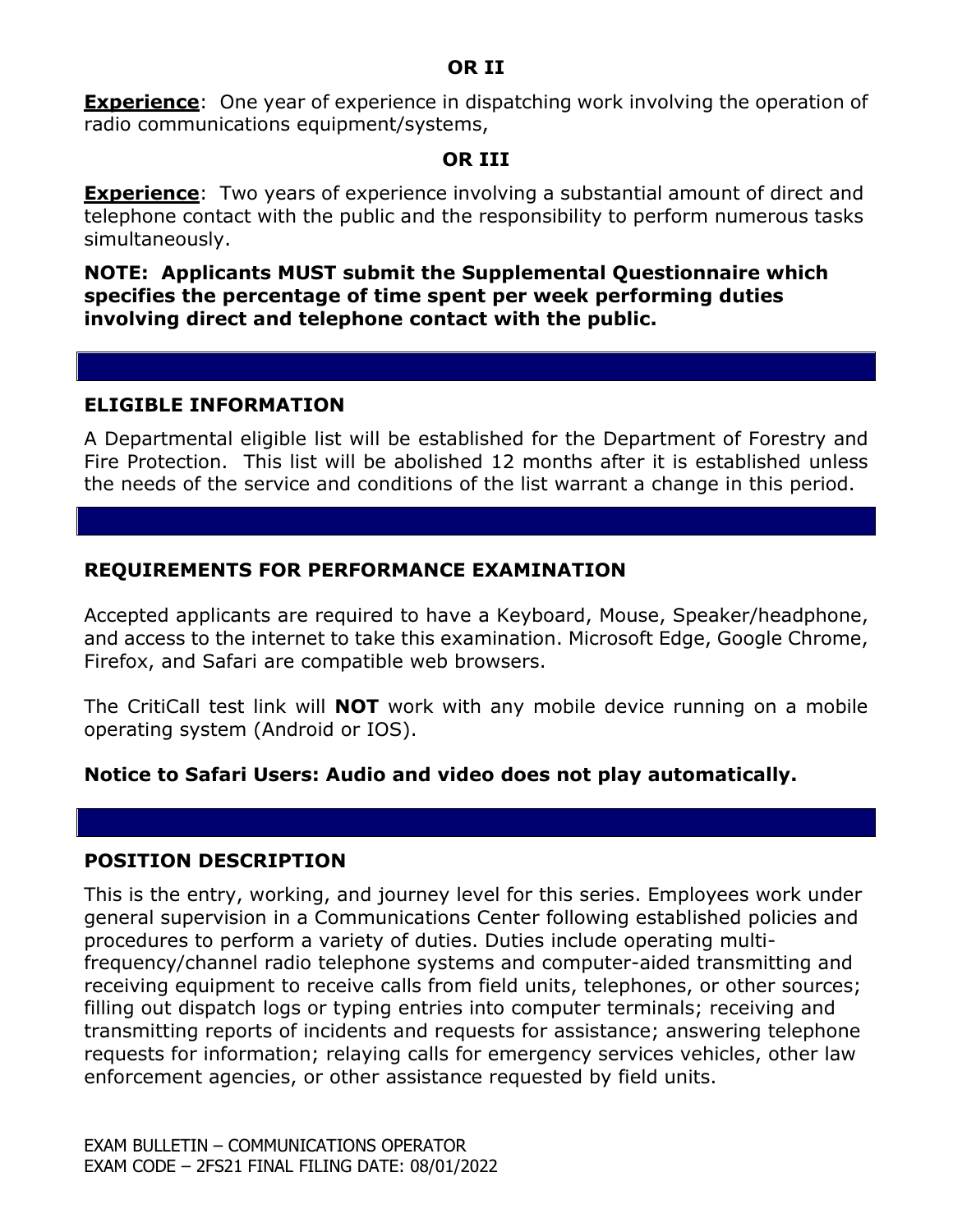**OR II**

**Experience**: One year of experience in dispatching work involving the operation of radio communications equipment/systems,

**OR III**

**Experience**: Two years of experience involving a substantial amount of direct and telephone contact with the public and the responsibility to perform numerous tasks simultaneously.

**NOTE: Applicants MUST submit the Supplemental Questionnaire which specifies the percentage of time spent per week performing duties involving direct and telephone contact with the public.**

## ELIGIBLE INFORMATION

A Departmental eligible list will be established for the Department of Forestry and Fire Protection. This list will be abolished 12 months after it is established unless the needs of the service and conditions of the list warrant a change in this period.

## REQUIREMENTS FOR PERFORMANCE EXAMINATION

Accepted applicants are required to have a Keyboard, Mouse, Speaker/headphone, and access to the internet to take this examination. Microsoft Edge, Google Chrome, Firefox, and Safari are compatible web browsers.

The CritiCall test link will **NOT** work with any mobile device running on a mobile operating system (Android or IOS).

**Notice to Safari Users: Audio and video does not play automatically.**

## POSITION DESCRIPTION

This is the entry, working, and journey level for this series. Employees work under general supervision in a Communications Center following established policies and procedures to perform a variety of duties. Duties include operating multi-frequency/channel radio telephone systems and computer-aided transmitting and receiving equipment to receive calls from field units, telephones, or other sources; filling out dispatch logs or typing entries into computer terminals; receiving and transmitting reports of incidents and requests for assistance; answering telephone requests for information; relaying calls for emergency services vehicles, other law enforcement agencies, or other assistance requested by field units.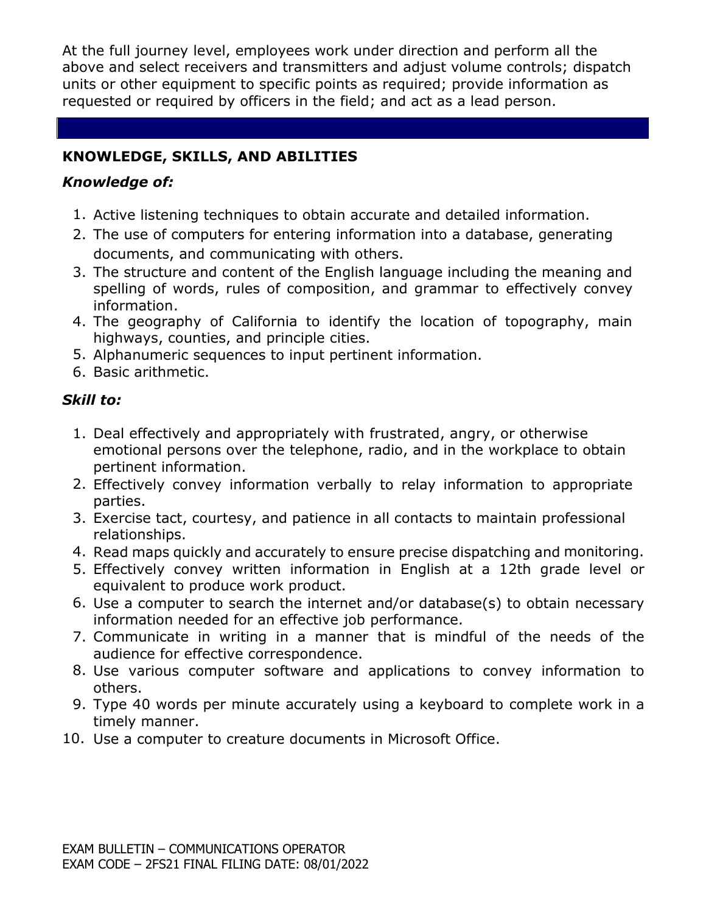At the full journey level, employees work under direction and perform all the above and select receivers and transmitters and adjust volume controls; dispatch units or other equipment to specific points as required; provide information as requested or required by officers in the field; and act as a lead person.

## KNOWLEDGE, SKILLS, AND ABILITIES

### *Knowledge of:*

1. Active listening techniques to obtain accurate and detailed information.
2. The use of computers for entering information into a database, generating documents, and communicating with others.
3. The structure and content of the English language including the meaning and spelling of words, rules of composition, and grammar to effectively convey information.
4. The geography of California to identify the location of topography, main highways, counties, and principle cities.
5. Alphanumeric sequences to input pertinent information.
6. Basic arithmetic.

### *Skill to:*

1. Deal effectively and appropriately with frustrated, angry, or otherwise emotional persons over the telephone, radio, and in the workplace to obtain pertinent information.
2. Effectively convey information verbally to relay information to appropriate parties.
3. Exercise tact, courtesy, and patience in all contacts to maintain professional relationships.
4. Read maps quickly and accurately to ensure precise dispatching and monitoring.
5. Effectively convey written information in English at a 12th grade level or equivalent to produce work product.
6. Use a computer to search the internet and/or database(s) to obtain necessary information needed for an effective job performance.
7. Communicate in writing in a manner that is mindful of the needs of the audience for effective correspondence.
8. Use various computer software and applications to convey information to others.
9. Type 40 words per minute accurately using a keyboard to complete work in a timely manner.
10. Use a computer to creature documents in Microsoft Office.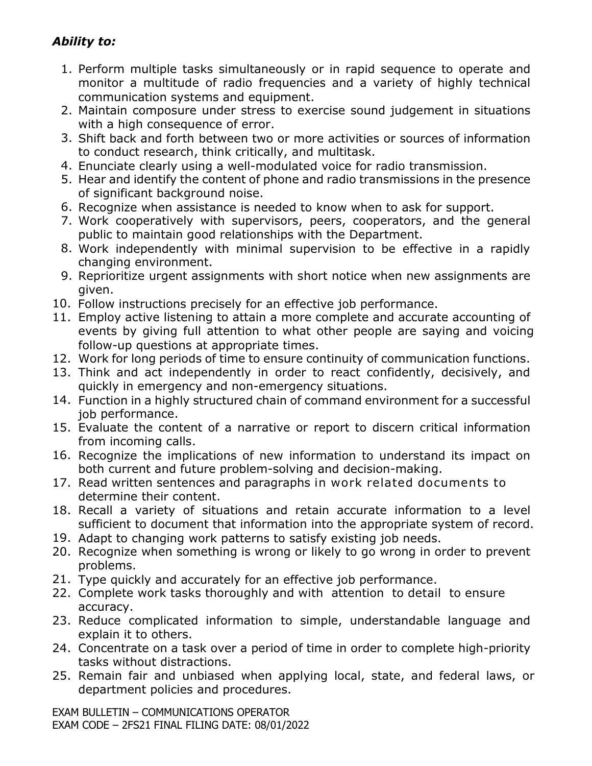***Ability to:***

1. Perform multiple tasks simultaneously or in rapid sequence to operate and monitor a multitude of radio frequencies and a variety of highly technical communication systems and equipment.
2. Maintain composure under stress to exercise sound judgement in situations with a high consequence of error.
3. Shift back and forth between two or more activities or sources of information to conduct research, think critically, and multitask.
4. Enunciate clearly using a well-modulated voice for radio transmission.
5. Hear and identify the content of phone and radio transmissions in the presence of significant background noise.
6. Recognize when assistance is needed to know when to ask for support.
7. Work cooperatively with supervisors, peers, cooperators, and the general public to maintain good relationships with the Department.
8. Work independently with minimal supervision to be effective in a rapidly changing environment.
9. Reprioritize urgent assignments with short notice when new assignments are given.
10. Follow instructions precisely for an effective job performance.
11. Employ active listening to attain a more complete and accurate accounting of events by giving full attention to what other people are saying and voicing follow-up questions at appropriate times.
12. Work for long periods of time to ensure continuity of communication functions.
13. Think and act independently in order to react confidently, decisively, and quickly in emergency and non-emergency situations.
14. Function in a highly structured chain of command environment for a successful job performance.
15. Evaluate the content of a narrative or report to discern critical information from incoming calls.
16. Recognize the implications of new information to understand its impact on both current and future problem-solving and decision-making.
17. Read written sentences and paragraphs in work related documents to determine their content.
18. Recall a variety of situations and retain accurate information to a level sufficient to document that information into the appropriate system of record.
19. Adapt to changing work patterns to satisfy existing job needs.
20. Recognize when something is wrong or likely to go wrong in order to prevent problems.
21. Type quickly and accurately for an effective job performance.
22. Complete work tasks thoroughly and with attention to detail to ensure accuracy.
23. Reduce complicated information to simple, understandable language and explain it to others.
24. Concentrate on a task over a period of time in order to complete high-priority tasks without distractions.
25. Remain fair and unbiased when applying local, state, and federal laws, or department policies and procedures.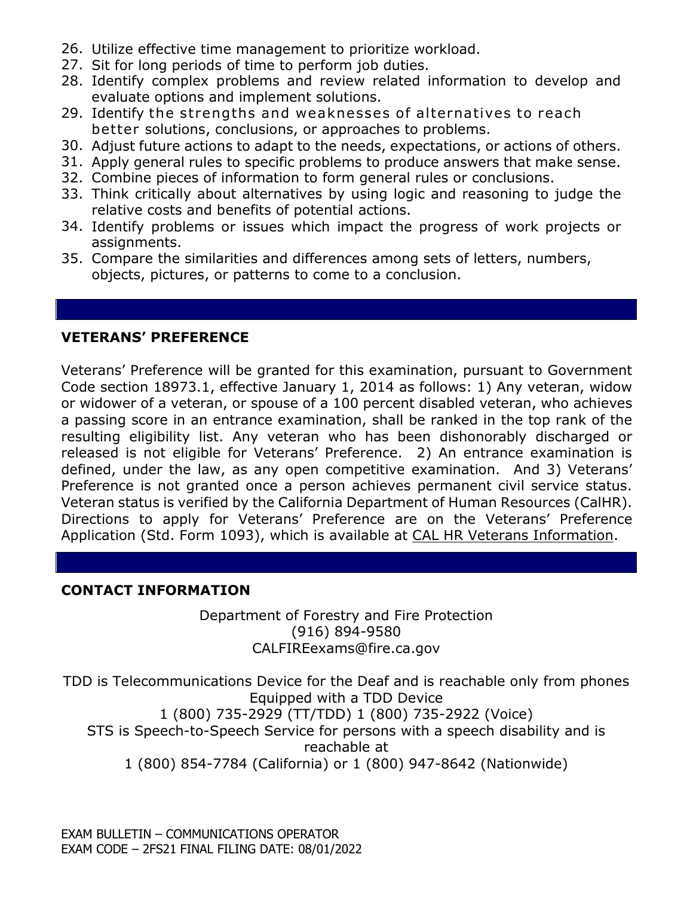26. Utilize effective time management to prioritize workload.
27. Sit for long periods of time to perform job duties.
28. Identify complex problems and review related information to develop and evaluate options and implement solutions.
29. Identify the strengths and weaknesses of alternatives to reach better solutions, conclusions, or approaches to problems.
30. Adjust future actions to adapt to the needs, expectations, or actions of others.
31. Apply general rules to specific problems to produce answers that make sense.
32. Combine pieces of information to form general rules or conclusions.
33. Think critically about alternatives by using logic and reasoning to judge the relative costs and benefits of potential actions.
34. Identify problems or issues which impact the progress of work projects or assignments.
35. Compare the similarities and differences among sets of letters, numbers, objects, pictures, or patterns to come to a conclusion.

## VETERANS' PREFERENCE

Veterans' Preference will be granted for this examination, pursuant to Government Code section 18973.1, effective January 1, 2014 as follows: 1) Any veteran, widow or widower of a veteran, or spouse of a 100 percent disabled veteran, who achieves a passing score in an entrance examination, shall be ranked in the top rank of the resulting eligibility list. Any veteran who has been dishonorably discharged or released is not eligible for Veterans' Preference. 2) An entrance examination is defined, under the law, as any open competitive examination. And 3) Veterans' Preference is not granted once a person achieves permanent civil service status. Veteran status is verified by the California Department of Human Resources (CalHR). Directions to apply for Veterans' Preference are on the Veterans' Preference Application (Std. Form 1093), which is available at CAL HR Veterans Information.

## CONTACT INFORMATION

Department of Forestry and Fire Protection
(916) 894-9580
CALFIREexams@fire.ca.gov

TDD is Telecommunications Device for the Deaf and is reachable only from phones Equipped with a TDD Device
1 (800) 735-2929 (TT/TDD) 1 (800) 735-2922 (Voice)
STS is Speech-to-Speech Service for persons with a speech disability and is reachable at
1 (800) 854-7784 (California) or 1 (800) 947-8642 (Nationwide)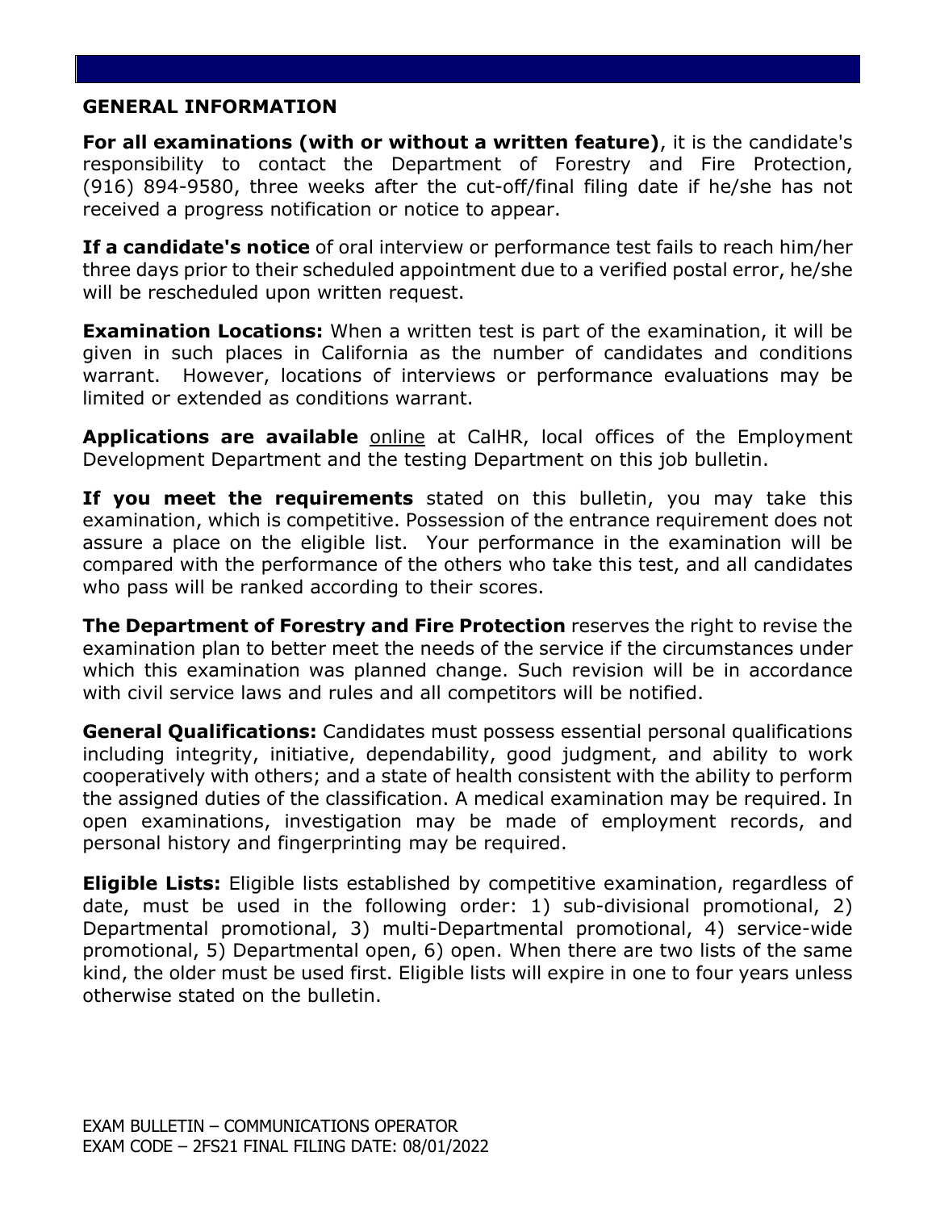## GENERAL INFORMATION

**For all examinations (with or without a written feature)**, it is the candidate's responsibility to contact the Department of Forestry and Fire Protection, (916) 894-9580, three weeks after the cut-off/final filing date if he/she has not received a progress notification or notice to appear.

**If a candidate's notice** of oral interview or performance test fails to reach him/her three days prior to their scheduled appointment due to a verified postal error, he/she will be rescheduled upon written request.

**Examination Locations:** When a written test is part of the examination, it will be given in such places in California as the number of candidates and conditions warrant. However, locations of interviews or performance evaluations may be limited or extended as conditions warrant.

**Applications are available** online at CalHR, local offices of the Employment Development Department and the testing Department on this job bulletin.

**If you meet the requirements** stated on this bulletin, you may take this examination, which is competitive. Possession of the entrance requirement does not assure a place on the eligible list. Your performance in the examination will be compared with the performance of the others who take this test, and all candidates who pass will be ranked according to their scores.

**The Department of Forestry and Fire Protection** reserves the right to revise the examination plan to better meet the needs of the service if the circumstances under which this examination was planned change. Such revision will be in accordance with civil service laws and rules and all competitors will be notified.

**General Qualifications:** Candidates must possess essential personal qualifications including integrity, initiative, dependability, good judgment, and ability to work cooperatively with others; and a state of health consistent with the ability to perform the assigned duties of the classification. A medical examination may be required. In open examinations, investigation may be made of employment records, and personal history and fingerprinting may be required.

**Eligible Lists:** Eligible lists established by competitive examination, regardless of date, must be used in the following order: 1) sub-divisional promotional, 2) Departmental promotional, 3) multi-Departmental promotional, 4) service-wide promotional, 5) Departmental open, 6) open. When there are two lists of the same kind, the older must be used first. Eligible lists will expire in one to four years unless otherwise stated on the bulletin.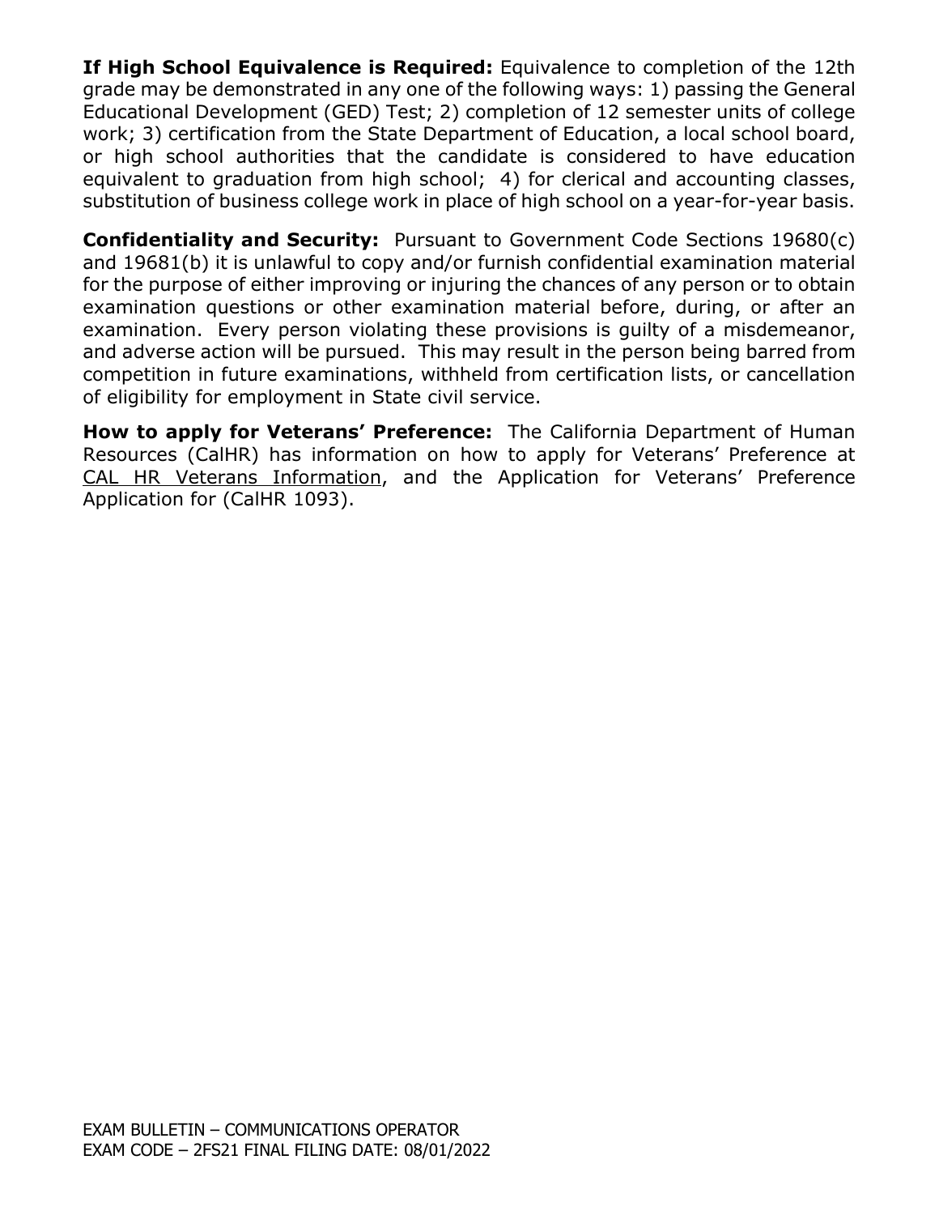**If High School Equivalence is Required:** Equivalence to completion of the 12th grade may be demonstrated in any one of the following ways: 1) passing the General Educational Development (GED) Test; 2) completion of 12 semester units of college work; 3) certification from the State Department of Education, a local school board, or high school authorities that the candidate is considered to have education equivalent to graduation from high school; 4) for clerical and accounting classes, substitution of business college work in place of high school on a year-for-year basis.

**Confidentiality and Security:** Pursuant to Government Code Sections 19680(c) and 19681(b) it is unlawful to copy and/or furnish confidential examination material for the purpose of either improving or injuring the chances of any person or to obtain examination questions or other examination material before, during, or after an examination. Every person violating these provisions is guilty of a misdemeanor, and adverse action will be pursued. This may result in the person being barred from competition in future examinations, withheld from certification lists, or cancellation of eligibility for employment in State civil service.

**How to apply for Veterans' Preference:** The California Department of Human Resources (CalHR) has information on how to apply for Veterans' Preference at CAL HR Veterans Information, and the Application for Veterans' Preference Application for (CalHR 1093).